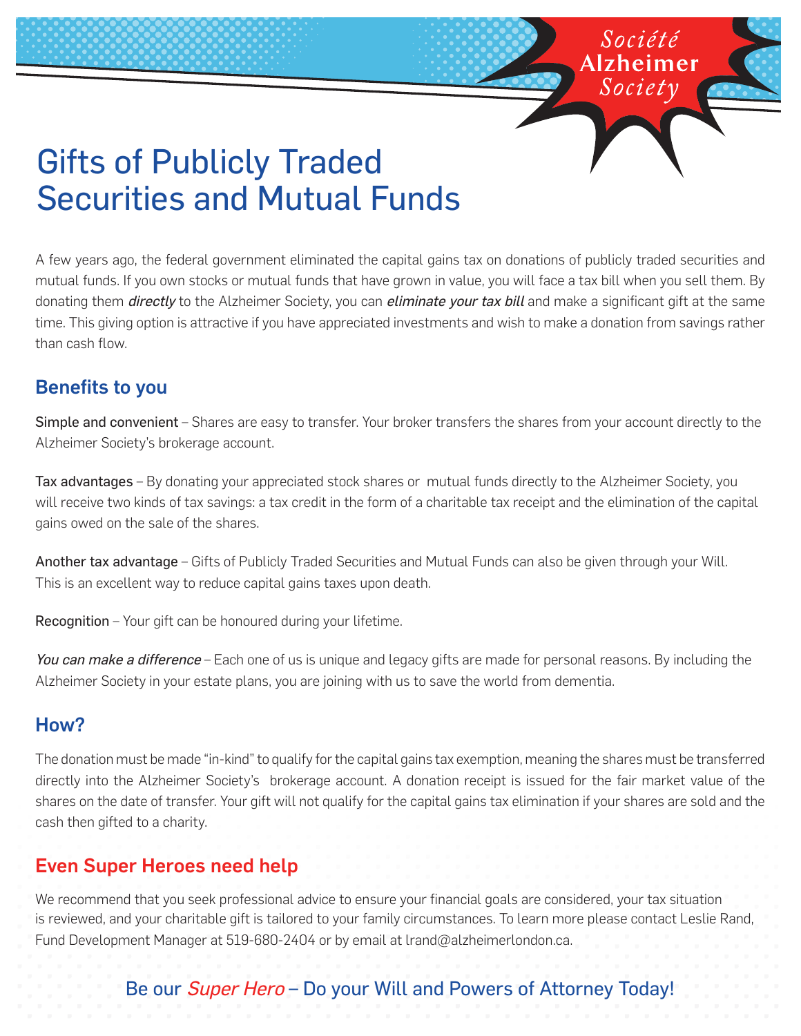Société
Alzheimer
Society

# Gifts of Publicly Traded Securities and Mutual Funds

A few years ago, the federal government eliminated the capital gains tax on donations of publicly traded securities and mutual funds. If you own stocks or mutual funds that have grown in value, you will face a tax bill when you sell them. By donating them *directly* to the Alzheimer Society, you can *eliminate your tax bill* and make a significant gift at the same time. This giving option is attractive if you have appreciated investments and wish to make a donation from savings rather than cash flow.

## Benefits to you

Simple and convenient – Shares are easy to transfer. Your broker transfers the shares from your account directly to the Alzheimer Society's brokerage account.

Tax advantages – By donating your appreciated stock shares or mutual funds directly to the Alzheimer Society, you will receive two kinds of tax savings: a tax credit in the form of a charitable tax receipt and the elimination of the capital gains owed on the sale of the shares.

Another tax advantage – Gifts of Publicly Traded Securities and Mutual Funds can also be given through your Will. This is an excellent way to reduce capital gains taxes upon death.

Recognition – Your gift can be honoured during your lifetime.

*You can make a difference* – Each one of us is unique and legacy gifts are made for personal reasons. By including the Alzheimer Society in your estate plans, you are joining with us to save the world from dementia.

## How?

The donation must be made "in-kind" to qualify for the capital gains tax exemption, meaning the shares must be transferred directly into the Alzheimer Society's brokerage account. A donation receipt is issued for the fair market value of the shares on the date of transfer. Your gift will not qualify for the capital gains tax elimination if your shares are sold and the cash then gifted to a charity.

## Even Super Heroes need help

We recommend that you seek professional advice to ensure your financial goals are considered, your tax situation is reviewed, and your charitable gift is tailored to your family circumstances. To learn more please contact Leslie Rand, Fund Development Manager at 519-680-2404 or by email at lrand@alzheimerlondon.ca.

Be our *Super Hero* – Do your Will and Powers of Attorney Today!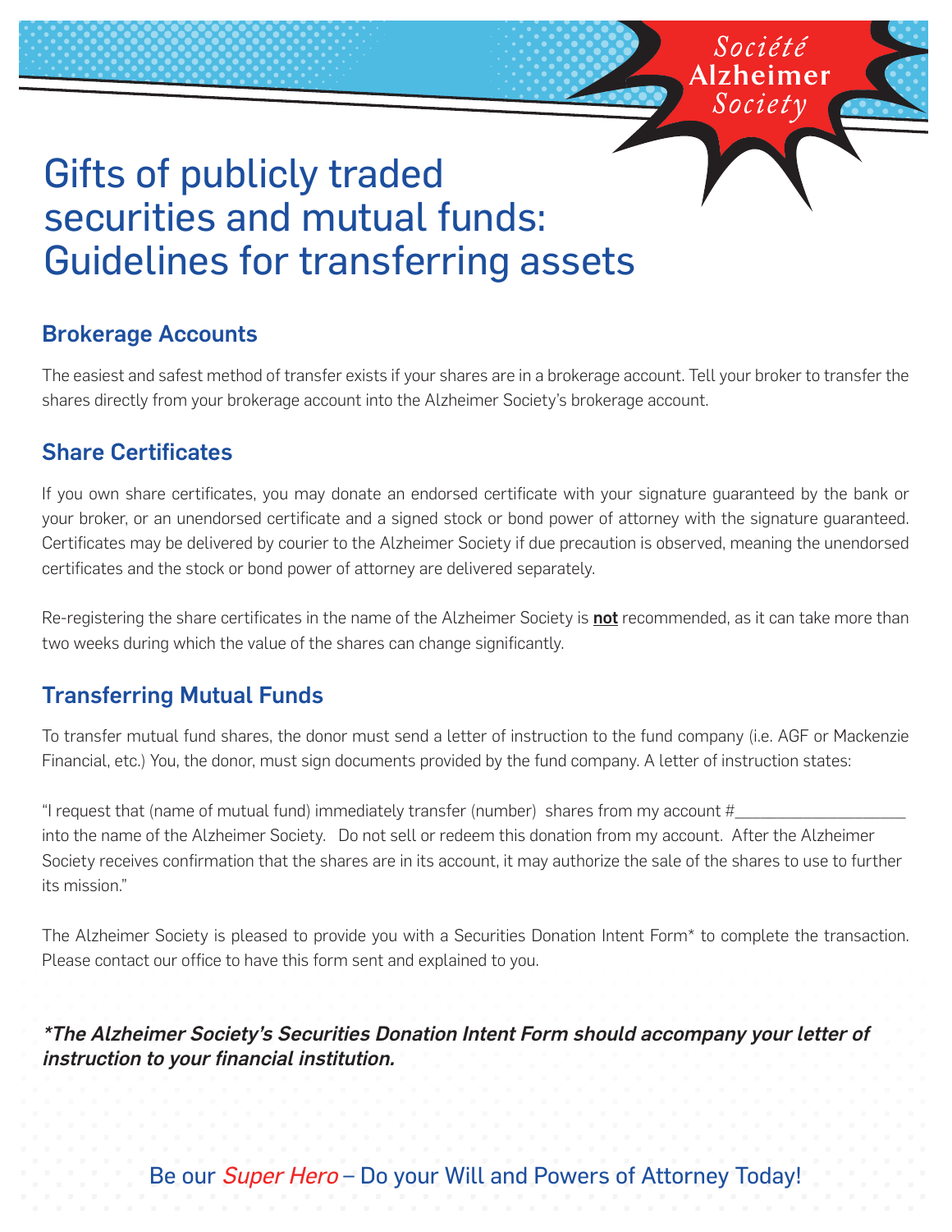Société
Alzheimer
Society

# Gifts of publicly traded securities and mutual funds: Guidelines for transferring assets

## Brokerage Accounts

The easiest and safest method of transfer exists if your shares are in a brokerage account. Tell your broker to transfer the shares directly from your brokerage account into the Alzheimer Society's brokerage account.

## Share Certificates

If you own share certificates, you may donate an endorsed certificate with your signature guaranteed by the bank or your broker, or an unendorsed certificate and a signed stock or bond power of attorney with the signature guaranteed. Certificates may be delivered by courier to the Alzheimer Society if due precaution is observed, meaning the unendorsed certificates and the stock or bond power of attorney are delivered separately.

Re-registering the share certificates in the name of the Alzheimer Society is **not** recommended, as it can take more than two weeks during which the value of the shares can change significantly.

## Transferring Mutual Funds

To transfer mutual fund shares, the donor must send a letter of instruction to the fund company (i.e. AGF or Mackenzie Financial, etc.) You, the donor, must sign documents provided by the fund company. A letter of instruction states:

"I request that (name of mutual fund) immediately transfer (number) shares from my account #____________________ into the name of the Alzheimer Society. Do not sell or redeem this donation from my account. After the Alzheimer Society receives confirmation that the shares are in its account, it may authorize the sale of the shares to use to further its mission."

The Alzheimer Society is pleased to provide you with a Securities Donation Intent Form* to complete the transaction. Please contact our office to have this form sent and explained to you.

***The Alzheimer Society's Securities Donation Intent Form should accompany your letter of instruction to your financial institution.***

Be our *Super Hero* – Do your Will and Powers of Attorney Today!